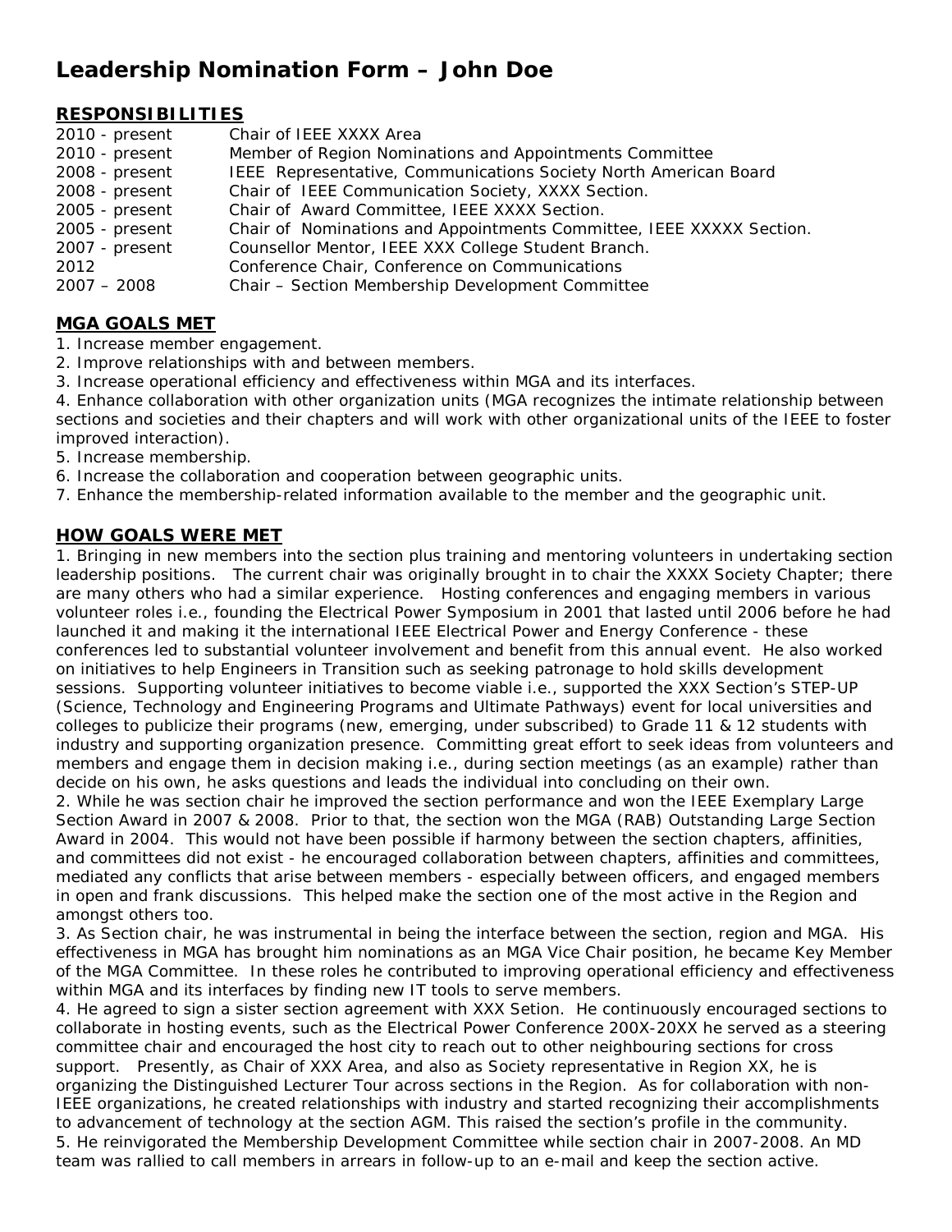# Leadership Nomination Form – John Doe

## RESPONSIBILITIES

| | |
|---|---|
| 2010 - present | Chair of IEEE XXXX Area |
| 2010 - present | Member of Region Nominations and Appointments Committee |
| 2008 - present | IEEE Representative, Communications Society North American Board |
| 2008 - present | Chair of IEEE Communication Society, XXXX Section. |
| 2005 - present | Chair of Award Committee, IEEE XXXX Section. |
| 2005 - present | Chair of Nominations and Appointments Committee, IEEE XXXXX Section. |
| 2007 - present | Counsellor Mentor, IEEE XXX College Student Branch. |
| 2012 | Conference Chair, Conference on Communications |
| 2007 – 2008 | Chair – Section Membership Development Committee |

## MGA GOALS MET

1. Increase member engagement.
2. Improve relationships with and between members.
3. Increase operational efficiency and effectiveness within MGA and its interfaces.
4. Enhance collaboration with other organization units (MGA recognizes the intimate relationship between sections and societies and their chapters and will work with other organizational units of the IEEE to foster improved interaction).
5. Increase membership.
6. Increase the collaboration and cooperation between geographic units.
7. Enhance the membership-related information available to the member and the geographic unit.

## HOW GOALS WERE MET

1. Bringing in new members into the section plus training and mentoring volunteers in undertaking section leadership positions. The current chair was originally brought in to chair the XXXX Society Chapter; there are many others who had a similar experience. Hosting conferences and engaging members in various volunteer roles i.e., founding the Electrical Power Symposium in 2001 that lasted until 2006 before he had launched it and making it the international IEEE Electrical Power and Energy Conference - these conferences led to substantial volunteer involvement and benefit from this annual event. He also worked on initiatives to help Engineers in Transition such as seeking patronage to hold skills development sessions. Supporting volunteer initiatives to become viable i.e., supported the XXX Section's STEP-UP (Science, Technology and Engineering Programs and Ultimate Pathways) event for local universities and colleges to publicize their programs (new, emerging, under subscribed) to Grade 11 & 12 students with industry and supporting organization presence. Committing great effort to seek ideas from volunteers and members and engage them in decision making i.e., during section meetings (as an example) rather than decide on his own, he asks questions and leads the individual into concluding on their own.
2. While he was section chair he improved the section performance and won the IEEE Exemplary Large Section Award in 2007 & 2008. Prior to that, the section won the MGA (RAB) Outstanding Large Section Award in 2004. This would not have been possible if harmony between the section chapters, affinities, and committees did not exist - he encouraged collaboration between chapters, affinities and committees, mediated any conflicts that arise between members - especially between officers, and engaged members in open and frank discussions. This helped make the section one of the most active in the Region and amongst others too.
3. As Section chair, he was instrumental in being the interface between the section, region and MGA. His effectiveness in MGA has brought him nominations as an MGA Vice Chair position, he became Key Member of the MGA Committee. In these roles he contributed to improving operational efficiency and effectiveness within MGA and its interfaces by finding new IT tools to serve members.
4. He agreed to sign a sister section agreement with XXX Setion. He continuously encouraged sections to collaborate in hosting events, such as the Electrical Power Conference 200X-20XX he served as a steering committee chair and encouraged the host city to reach out to other neighbouring sections for cross support. Presently, as Chair of XXX Area, and also as Society representative in Region XX, he is organizing the Distinguished Lecturer Tour across sections in the Region. As for collaboration with non-IEEE organizations, he created relationships with industry and started recognizing their accomplishments to advancement of technology at the section AGM. This raised the section's profile in the community.
5. He reinvigorated the Membership Development Committee while section chair in 2007-2008. An MD team was rallied to call members in arrears in follow-up to an e-mail and keep the section active.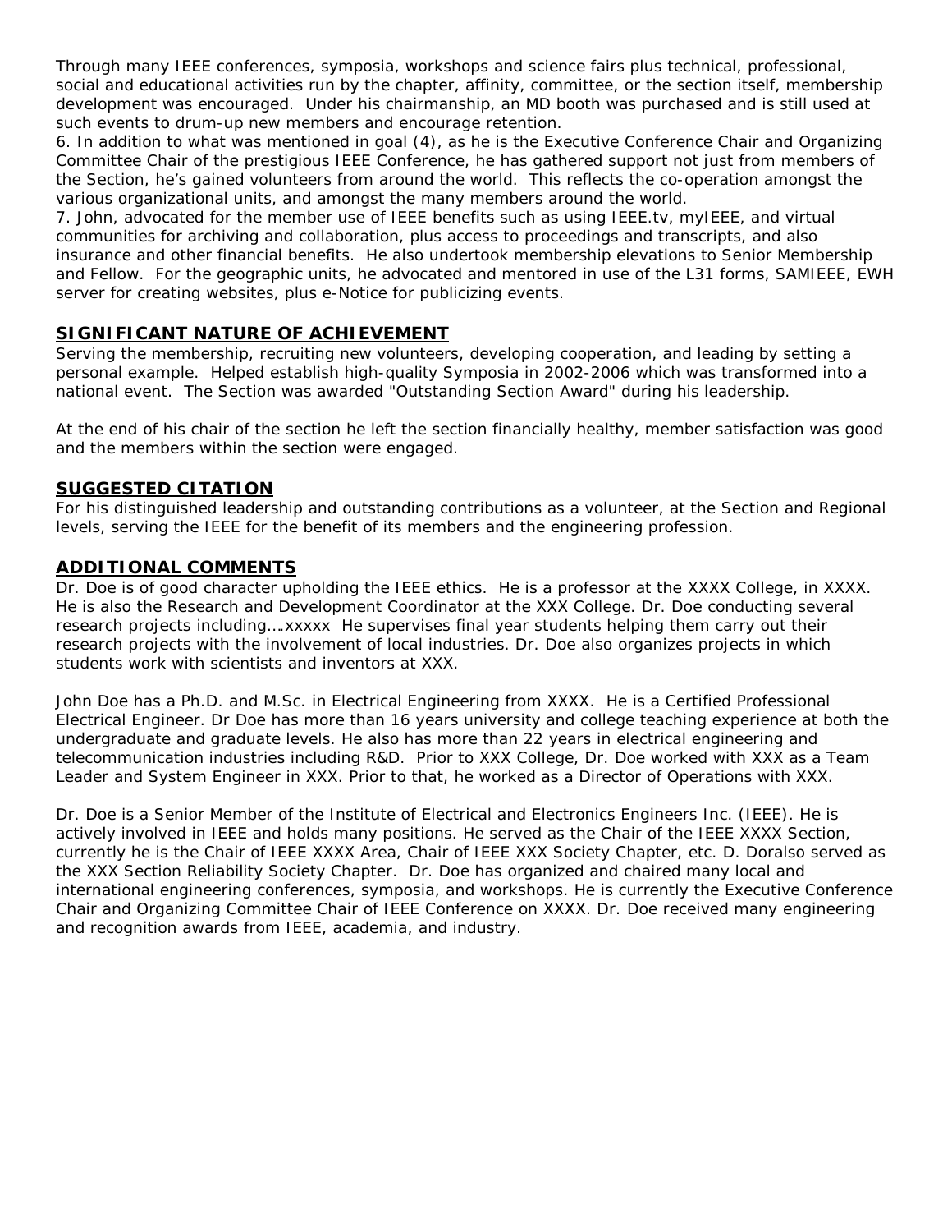Through many IEEE conferences, symposia, workshops and science fairs plus technical, professional, social and educational activities run by the chapter, affinity, committee, or the section itself, membership development was encouraged. Under his chairmanship, an MD booth was purchased and is still used at such events to drum-up new members and encourage retention.

6. In addition to what was mentioned in goal (4), as he is the Executive Conference Chair and Organizing Committee Chair of the prestigious IEEE Conference, he has gathered support not just from members of the Section, he's gained volunteers from around the world. This reflects the co-operation amongst the various organizational units, and amongst the many members around the world.

7. John, advocated for the member use of IEEE benefits such as using IEEE.tv, myIEEE, and virtual communities for archiving and collaboration, plus access to proceedings and transcripts, and also insurance and other financial benefits. He also undertook membership elevations to Senior Membership and Fellow. For the geographic units, he advocated and mentored in use of the L31 forms, SAMIEEE, EWH server for creating websites, plus e-Notice for publicizing events.

## SIGNIFICANT NATURE OF ACHIEVEMENT

Serving the membership, recruiting new volunteers, developing cooperation, and leading by setting a personal example. Helped establish high-quality Symposia in 2002-2006 which was transformed into a national event. The Section was awarded "Outstanding Section Award" during his leadership.

At the end of his chair of the section he left the section financially healthy, member satisfaction was good and the members within the section were engaged.

## SUGGESTED CITATION

For his distinguished leadership and outstanding contributions as a volunteer, at the Section and Regional levels, serving the IEEE for the benefit of its members and the engineering profession.

## ADDITIONAL COMMENTS

Dr. Doe is of good character upholding the IEEE ethics. He is a professor at the XXXX College, in XXXX. He is also the Research and Development Coordinator at the XXX College. Dr. Doe conducting several research projects including….xxxxx He supervises final year students helping them carry out their research projects with the involvement of local industries. Dr. Doe also organizes projects in which students work with scientists and inventors at XXX.

John Doe has a Ph.D. and M.Sc. in Electrical Engineering from XXXX. He is a Certified Professional Electrical Engineer. Dr Doe has more than 16 years university and college teaching experience at both the undergraduate and graduate levels. He also has more than 22 years in electrical engineering and telecommunication industries including R&D. Prior to XXX College, Dr. Doe worked with XXX as a Team Leader and System Engineer in XXX. Prior to that, he worked as a Director of Operations with XXX.

Dr. Doe is a Senior Member of the Institute of Electrical and Electronics Engineers Inc. (IEEE). He is actively involved in IEEE and holds many positions. He served as the Chair of the IEEE XXXX Section, currently he is the Chair of IEEE XXXX Area, Chair of IEEE XXX Society Chapter, etc. D. Doralso served as the XXX Section Reliability Society Chapter. Dr. Doe has organized and chaired many local and international engineering conferences, symposia, and workshops. He is currently the Executive Conference Chair and Organizing Committee Chair of IEEE Conference on XXXX. Dr. Doe received many engineering and recognition awards from IEEE, academia, and industry.